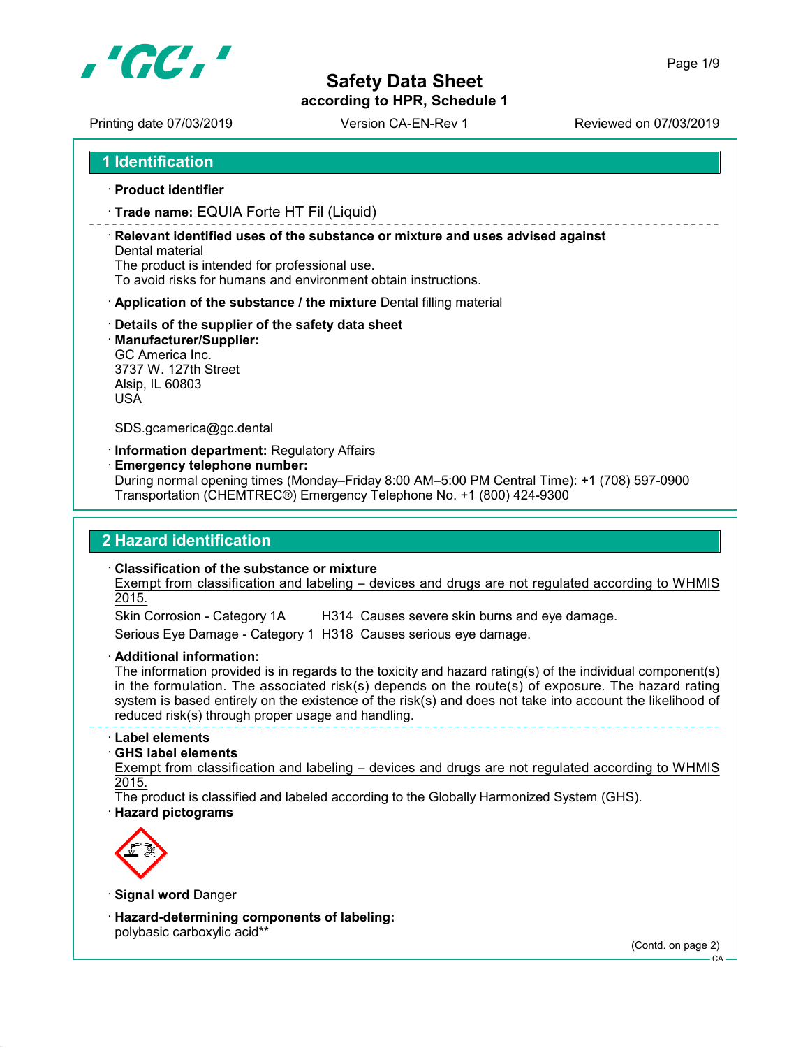# Safety Data Sheet

according to HPR, Schedule 1

Printing date 07/03/2019 Version CA-EN-Rev 1 Reviewed on 07/03/2019

## 1 Identification

· **Product identifier**

· **Trade name:** EQUIA Forte HT Fil (Liquid)

· **Relevant identified uses of the substance or mixture and uses advised against**
Dental material
The product is intended for professional use.
To avoid risks for humans and environment obtain instructions.

· **Application of the substance / the mixture** Dental filling material

· **Details of the supplier of the safety data sheet**

· **Manufacturer/Supplier:**
GC America Inc.
3737 W. 127th Street
Alsip, IL 60803
USA

SDS.gcamerica@gc.dental

· **Information department:** Regulatory Affairs

· **Emergency telephone number:**
During normal opening times (Monday–Friday 8:00 AM–5:00 PM Central Time): +1 (708) 597-0900
Transportation (CHEMTREC®) Emergency Telephone No. +1 (800) 424-9300

## 2 Hazard identification

· **Classification of the substance or mixture**
Exempt from classification and labeling – devices and drugs are not regulated according to WHMIS 2015.

Skin Corrosion - Category 1A H314 Causes severe skin burns and eye damage.

Serious Eye Damage - Category 1 H318 Causes serious eye damage.

· **Additional information:**
The information provided is in regards to the toxicity and hazard rating(s) of the individual component(s) in the formulation. The associated risk(s) depends on the route(s) of exposure. The hazard rating system is based entirely on the existence of the risk(s) and does not take into account the likelihood of reduced risk(s) through proper usage and handling.

· **Label elements**

· **GHS label elements**
Exempt from classification and labeling – devices and drugs are not regulated according to WHMIS 2015.
The product is classified and labeled according to the Globally Harmonized System (GHS).

· **Hazard pictograms**

· **Signal word** Danger

· **Hazard-determining components of labeling:**
polybasic carboxylic acid**

(Contd. on page 2)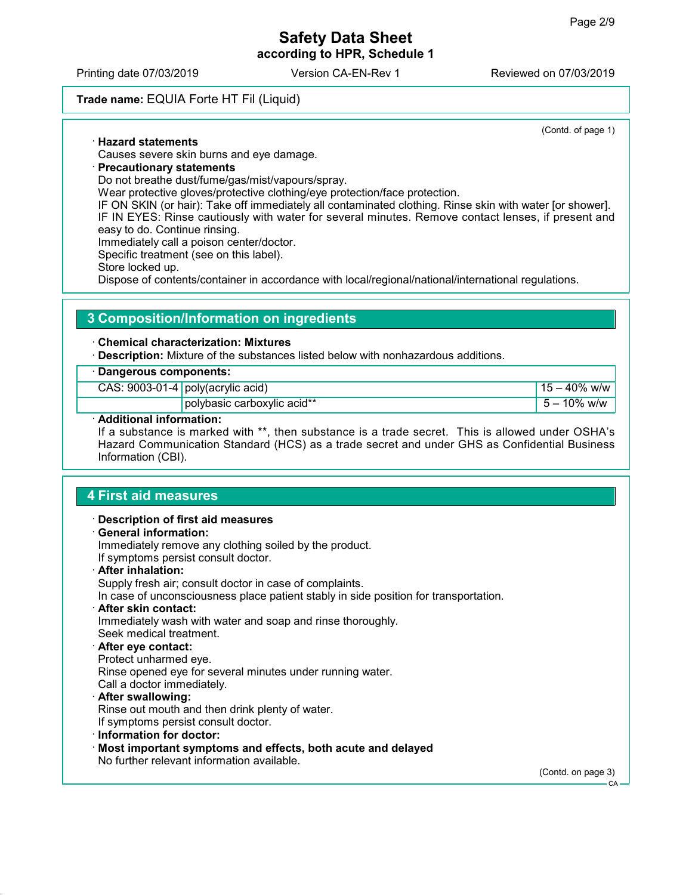Trade name: EQUIA Forte HT Fil (Liquid)

(Contd. of page 1)

· **Hazard statements**
Causes severe skin burns and eye damage.

· **Precautionary statements**
Do not breathe dust/fume/gas/mist/vapours/spray.
Wear protective gloves/protective clothing/eye protection/face protection.
IF ON SKIN (or hair): Take off immediately all contaminated clothing. Rinse skin with water [or shower].
IF IN EYES: Rinse cautiously with water for several minutes. Remove contact lenses, if present and easy to do. Continue rinsing.
Immediately call a poison center/doctor.
Specific treatment (see on this label).
Store locked up.
Dispose of contents/container in accordance with local/regional/national/international regulations.

## 3 Composition/Information on ingredients

· **Chemical characterization: Mixtures**
· **Description:** Mixture of the substances listed below with nonhazardous additions.

· **Dangerous components:**

| | | |
|---|---|---|
| CAS: 9003-01-4 | poly(acrylic acid) | 15 – 40% w/w |
| | polybasic carboxylic acid** | 5 – 10% w/w |

· **Additional information:**
If a substance is marked with **, then substance is a trade secret. This is allowed under OSHA's Hazard Communication Standard (HCS) as a trade secret and under GHS as Confidential Business Information (CBI).

## 4 First aid measures

· **Description of first aid measures**
· **General information:**
Immediately remove any clothing soiled by the product.
If symptoms persist consult doctor.
· **After inhalation:**
Supply fresh air; consult doctor in case of complaints.
In case of unconsciousness place patient stably in side position for transportation.
· **After skin contact:**
Immediately wash with water and soap and rinse thoroughly.
Seek medical treatment.
· **After eye contact:**
Protect unharmed eye.
Rinse opened eye for several minutes under running water.
Call a doctor immediately.
· **After swallowing:**
Rinse out mouth and then drink plenty of water.
If symptoms persist consult doctor.
· **Information for doctor:**
· **Most important symptoms and effects, both acute and delayed**
No further relevant information available.

(Contd. on page 3)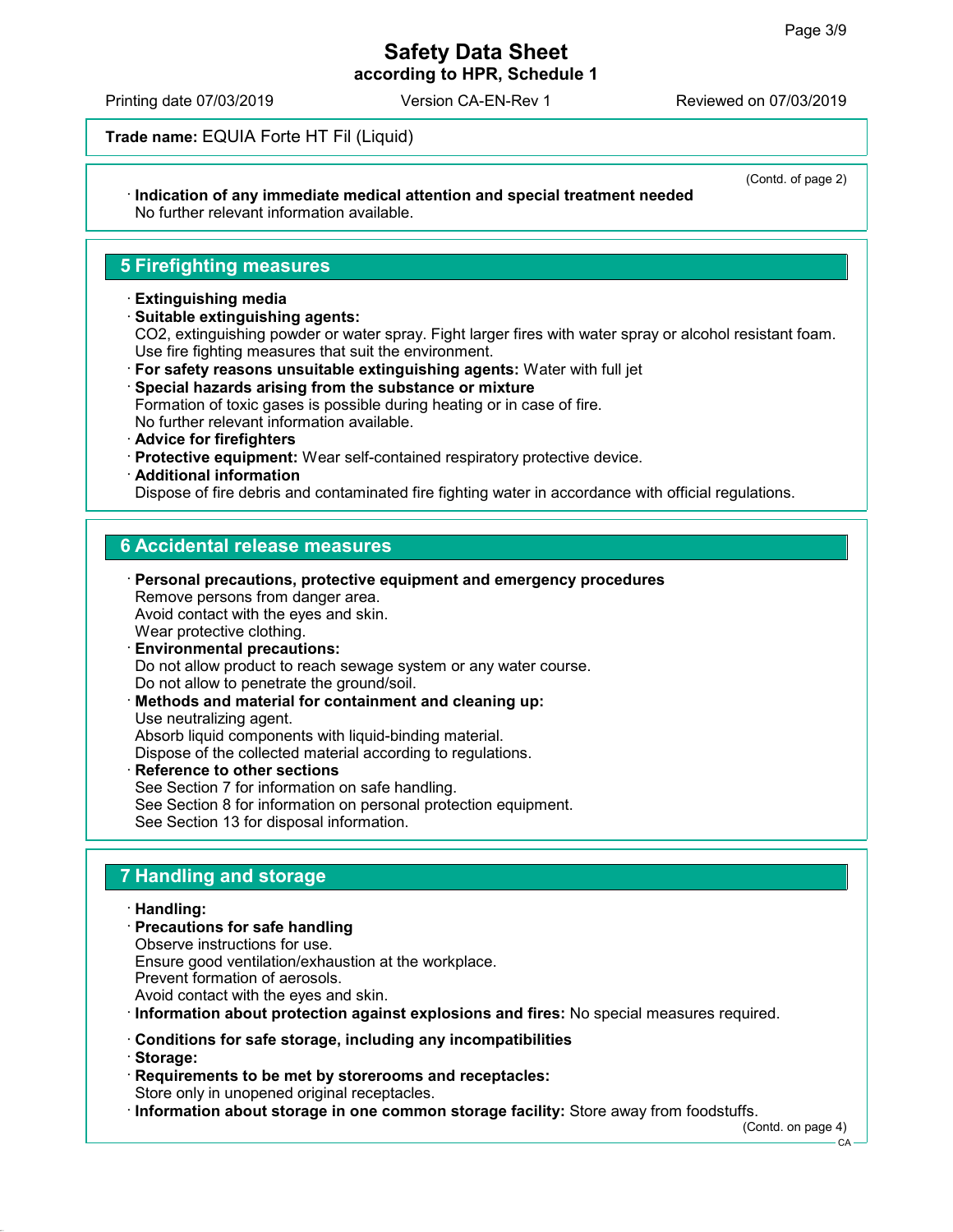**Trade name:** EQUIA Forte HT Fil (Liquid)

(Contd. of page 2)

· **Indication of any immediate medical attention and special treatment needed**
No further relevant information available.

## 5 Firefighting measures

· **Extinguishing media**
· **Suitable extinguishing agents:**
$CO_2$, extinguishing powder or water spray. Fight larger fires with water spray or alcohol resistant foam.
Use fire fighting measures that suit the environment.
· **For safety reasons unsuitable extinguishing agents:** Water with full jet
· **Special hazards arising from the substance or mixture**
Formation of toxic gases is possible during heating or in case of fire.
No further relevant information available.
· **Advice for firefighters**
· **Protective equipment:** Wear self-contained respiratory protective device.
· **Additional information**
Dispose of fire debris and contaminated fire fighting water in accordance with official regulations.

## 6 Accidental release measures

· **Personal precautions, protective equipment and emergency procedures**
Remove persons from danger area.
Avoid contact with the eyes and skin.
Wear protective clothing.
· **Environmental precautions:**
Do not allow product to reach sewage system or any water course.
Do not allow to penetrate the ground/soil.
· **Methods and material for containment and cleaning up:**
Use neutralizing agent.
Absorb liquid components with liquid-binding material.
Dispose of the collected material according to regulations.
· **Reference to other sections**
See Section 7 for information on safe handling.
See Section 8 for information on personal protection equipment.
See Section 13 for disposal information.

## 7 Handling and storage

· **Handling:**
· **Precautions for safe handling**
Observe instructions for use.
Ensure good ventilation/exhaustion at the workplace.
Prevent formation of aerosols.
Avoid contact with the eyes and skin.
· **Information about protection against explosions and fires:** No special measures required.

· **Conditions for safe storage, including any incompatibilities**
· **Storage:**
· **Requirements to be met by storerooms and receptacles:**
Store only in unopened original receptacles.
· **Information about storage in one common storage facility:** Store away from foodstuffs.

(Contd. on page 4)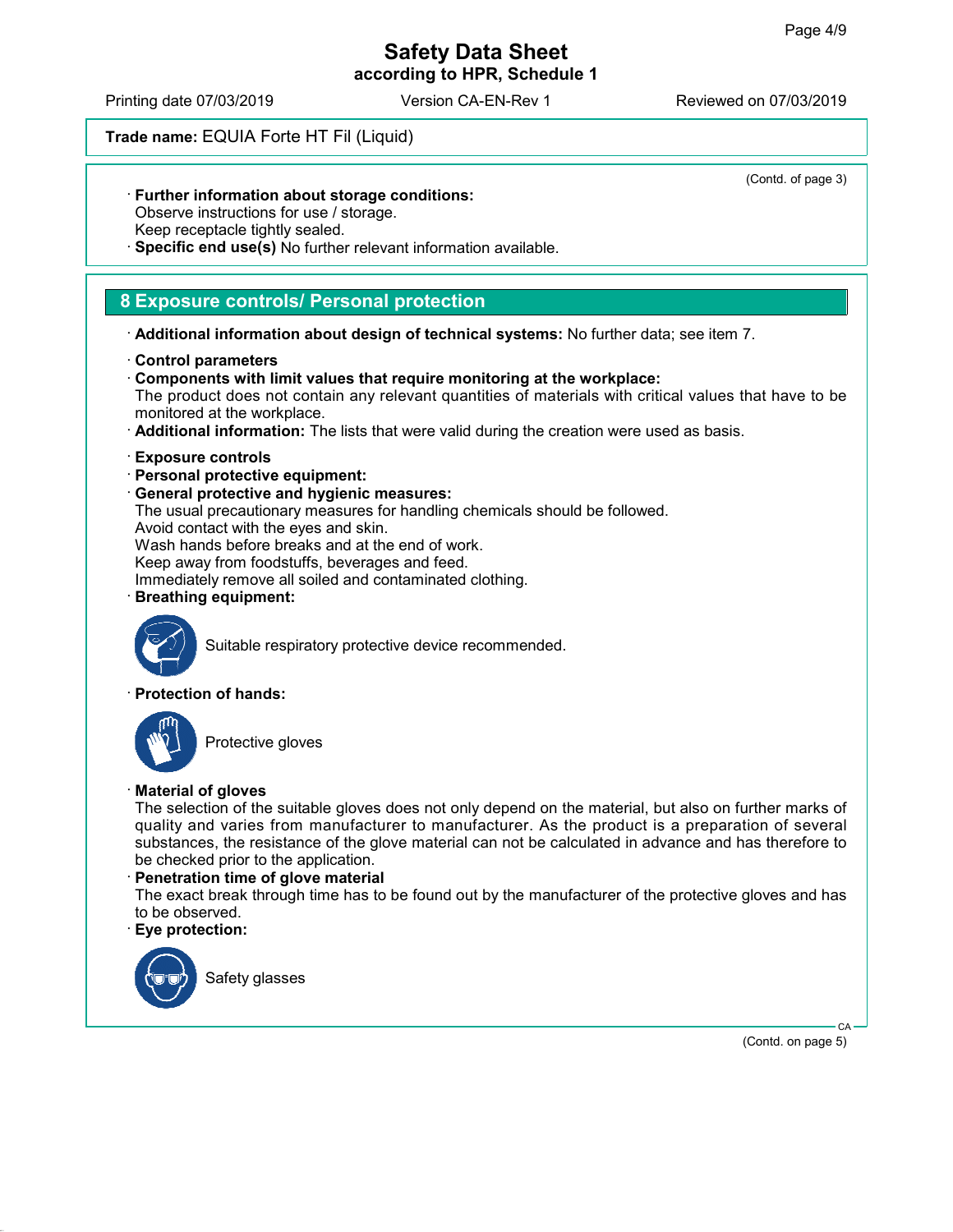**Trade name:** EQUIA Forte HT Fil (Liquid)

(Contd. of page 3)

· **Further information about storage conditions:**
Observe instructions for use / storage.
Keep receptacle tightly sealed.
· **Specific end use(s)** No further relevant information available.

## 8 Exposure controls/ Personal protection

· **Additional information about design of technical systems:** No further data; see item 7.

· **Control parameters**
· **Components with limit values that require monitoring at the workplace:**
The product does not contain any relevant quantities of materials with critical values that have to be monitored at the workplace.
· **Additional information:** The lists that were valid during the creation were used as basis.

· **Exposure controls**
· **Personal protective equipment:**
· **General protective and hygienic measures:**
The usual precautionary measures for handling chemicals should be followed.
Avoid contact with the eyes and skin.
Wash hands before breaks and at the end of work.
Keep away from foodstuffs, beverages and feed.
Immediately remove all soiled and contaminated clothing.
· **Breathing equipment:**

Suitable respiratory protective device recommended.

· **Protection of hands:**

Protective gloves

· **Material of gloves**
The selection of the suitable gloves does not only depend on the material, but also on further marks of quality and varies from manufacturer to manufacturer. As the product is a preparation of several substances, the resistance of the glove material can not be calculated in advance and has therefore to be checked prior to the application.
· **Penetration time of glove material**
The exact break through time has to be found out by the manufacturer of the protective gloves and has to be observed.
· **Eye protection:**

Safety glasses

(Contd. on page 5)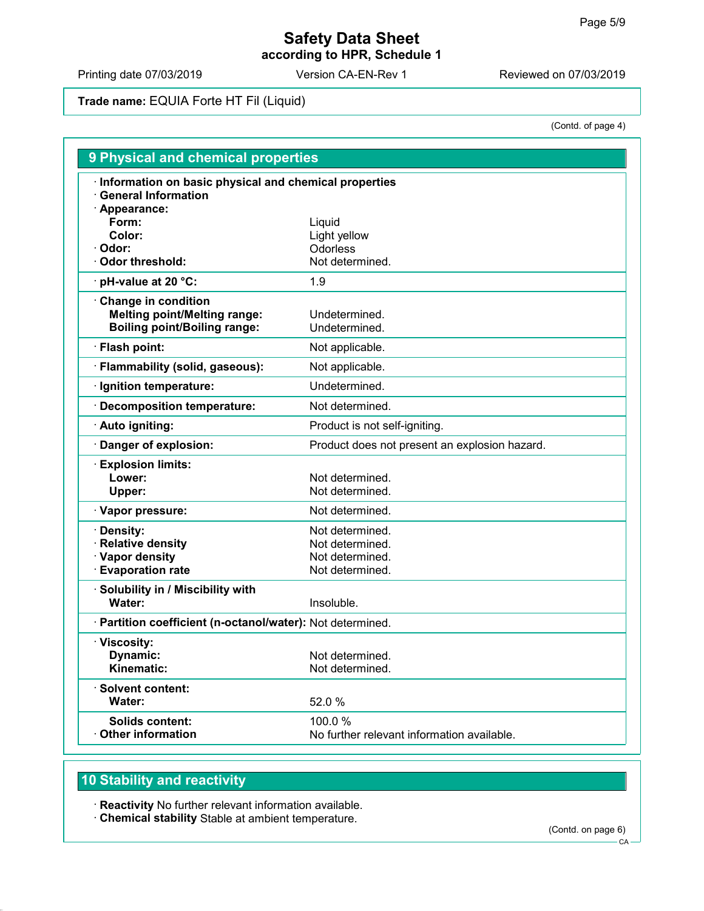# Safety Data Sheet
**according to HPR, Schedule 1**

Printing date 07/03/2019 | Version CA-EN-Rev 1 | Reviewed on 07/03/2019

**Trade name:** EQUIA Forte HT Fil (Liquid)

(Contd. of page 4)

## 9 Physical and chemical properties

| Property | Value |
|---|---|
| · **Information on basic physical and chemical properties** | |
| · **General Information** | |
| · **Appearance:** | |
| **Form:** | Liquid |
| **Color:** | Light yellow |
| · **Odor:** | Odorless |
| · **Odor threshold:** | Not determined. |
| · **pH-value at 20 °C:** | 1.9 |
| · **Change in condition** | |
| **Melting point/Melting range:** | Undetermined. |
| **Boiling point/Boiling range:** | Undetermined. |
| · **Flash point:** | Not applicable. |
| · **Flammability (solid, gaseous):** | Not applicable. |
| · **Ignition temperature:** | Undetermined. |
| · **Decomposition temperature:** | Not determined. |
| · **Auto igniting:** | Product is not self-igniting. |
| · **Danger of explosion:** | Product does not present an explosion hazard. |
| · **Explosion limits:** | |
| **Lower:** | Not determined. |
| **Upper:** | Not determined. |
| · **Vapor pressure:** | Not determined. |
| · **Density:** | Not determined. |
| · **Relative density** | Not determined. |
| · **Vapor density** | Not determined. |
| · **Evaporation rate** | Not determined. |
| · **Solubility in / Miscibility with** | |
| **Water:** | Insoluble. |
| · **Partition coefficient (n-octanol/water):** | Not determined. |
| · **Viscosity:** | |
| **Dynamic:** | Not determined. |
| **Kinematic:** | Not determined. |
| · **Solvent content:** | |
| **Water:** | 52.0 % |
| **Solids content:** | 100.0 % |
| · **Other information** | No further relevant information available. |

## 10 Stability and reactivity

· **Reactivity** No further relevant information available.
· **Chemical stability** Stable at ambient temperature.

(Contd. on page 6)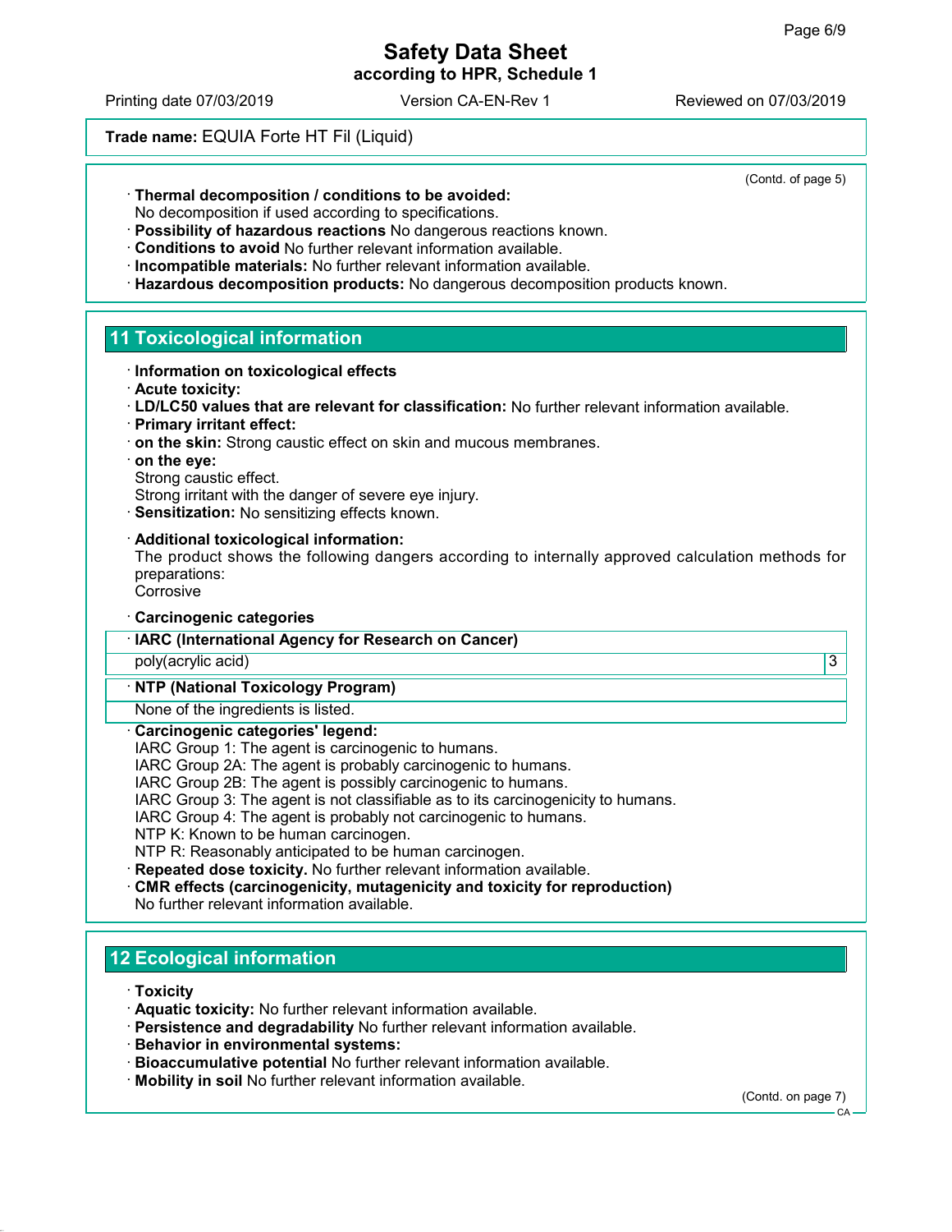(Contd. of page 5)

· **Thermal decomposition / conditions to be avoided:**
No decomposition if used according to specifications.
· **Possibility of hazardous reactions** No dangerous reactions known.
· **Conditions to avoid** No further relevant information available.
· **Incompatible materials:** No further relevant information available.
· **Hazardous decomposition products:** No dangerous decomposition products known.

## 11 Toxicological information

· **Information on toxicological effects**
· **Acute toxicity:**
· **LD/LC50 values that are relevant for classification:** No further relevant information available.
· **Primary irritant effect:**
· **on the skin:** Strong caustic effect on skin and mucous membranes.
· **on the eye:**
Strong caustic effect.
Strong irritant with the danger of severe eye injury.
· **Sensitization:** No sensitizing effects known.

· **Additional toxicological information:**
The product shows the following dangers according to internally approved calculation methods for preparations:
Corrosive

· **Carcinogenic categories**

| · IARC (International Agency for Research on Cancer) | |
|---|---|
| poly(acrylic acid) | 3 |

| · NTP (National Toxicology Program) |
|---|
| None of the ingredients is listed. |

· **Carcinogenic categories' legend:**
IARC Group 1: The agent is carcinogenic to humans.
IARC Group 2A: The agent is probably carcinogenic to humans.
IARC Group 2B: The agent is possibly carcinogenic to humans.
IARC Group 3: The agent is not classifiable as to its carcinogenicity to humans.
IARC Group 4: The agent is probably not carcinogenic to humans.
NTP K: Known to be human carcinogen.
NTP R: Reasonably anticipated to be human carcinogen.
· **Repeated dose toxicity.** No further relevant information available.
· **CMR effects (carcinogenicity, mutagenicity and toxicity for reproduction)**
No further relevant information available.

## 12 Ecological information

· **Toxicity**
· **Aquatic toxicity:** No further relevant information available.
· **Persistence and degradability** No further relevant information available.
· **Behavior in environmental systems:**
· **Bioaccumulative potential** No further relevant information available.
· **Mobility in soil** No further relevant information available.

(Contd. on page 7)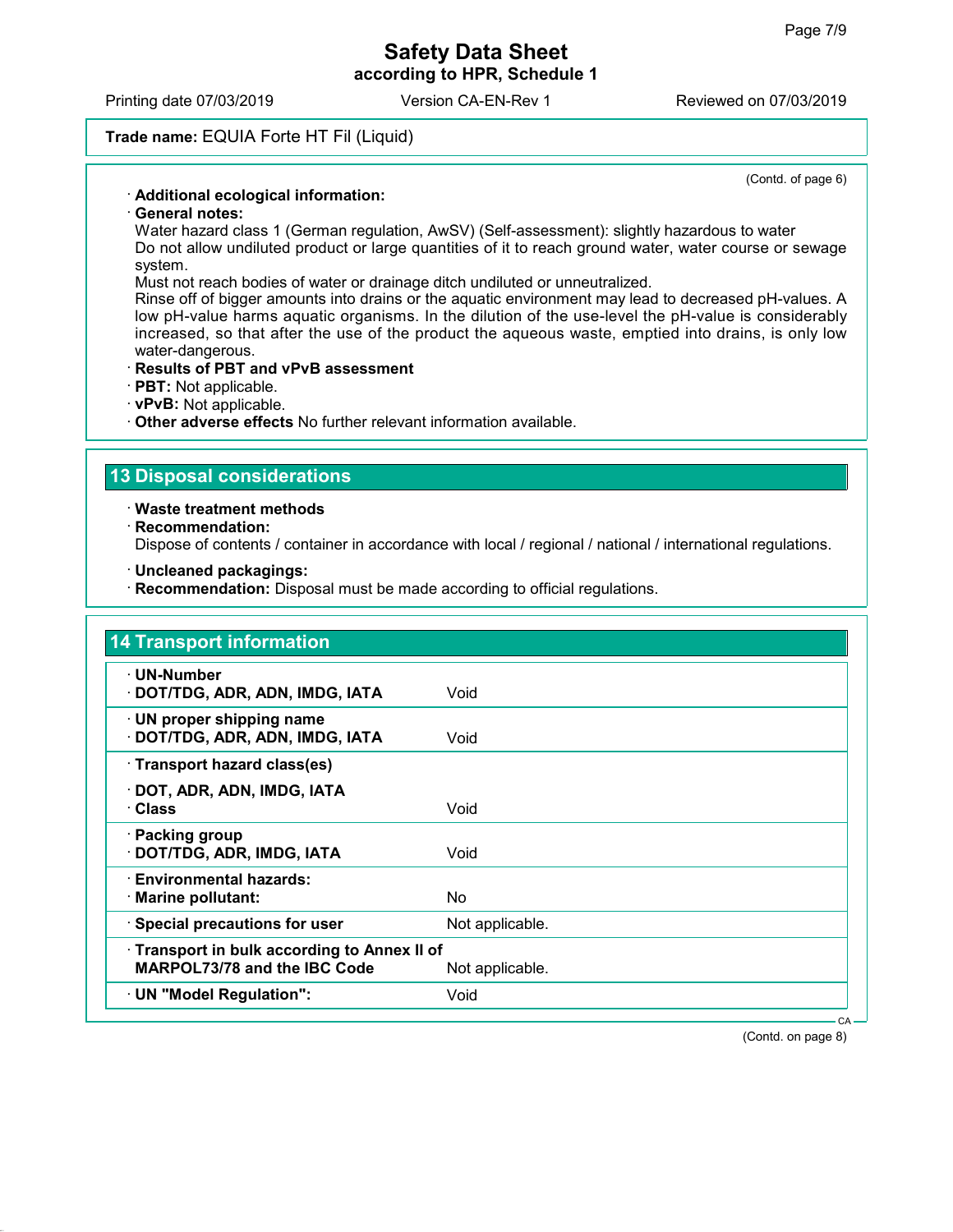Trade name: EQUIA Forte HT Fil (Liquid)

(Contd. of page 6)

· **Additional ecological information:**
· **General notes:**
Water hazard class 1 (German regulation, AwSV) (Self-assessment): slightly hazardous to water
Do not allow undiluted product or large quantities of it to reach ground water, water course or sewage system.
Must not reach bodies of water or drainage ditch undiluted or unneutralized.
Rinse off of bigger amounts into drains or the aquatic environment may lead to decreased pH-values. A low pH-value harms aquatic organisms. In the dilution of the use-level the pH-value is considerably increased, so that after the use of the product the aqueous waste, emptied into drains, is only low water-dangerous.
· **Results of PBT and vPvB assessment**
· **PBT:** Not applicable.
· **vPvB:** Not applicable.
· **Other adverse effects** No further relevant information available.

## 13 Disposal considerations

· **Waste treatment methods**
· **Recommendation:**
Dispose of contents / container in accordance with local / regional / national / international regulations.

· **Uncleaned packagings:**
· **Recommendation:** Disposal must be made according to official regulations.

## 14 Transport information

| | |
|---|---|
| · **UN-Number**<br>· **DOT/TDG, ADR, ADN, IMDG, IATA** | Void |
| · **UN proper shipping name**<br>· **DOT/TDG, ADR, ADN, IMDG, IATA** | Void |
| · **Transport hazard class(es)**<br>· **DOT, ADR, ADN, IMDG, IATA**<br>· **Class** | Void |
| · **Packing group**<br>· **DOT/TDG, ADR, IMDG, IATA** | Void |
| · **Environmental hazards:**<br>· **Marine pollutant:** | No |
| · **Special precautions for user** | Not applicable. |
| · **Transport in bulk according to Annex II of MARPOL73/78 and the IBC Code** | Not applicable. |
| · **UN "Model Regulation":** | Void |

(Contd. on page 8)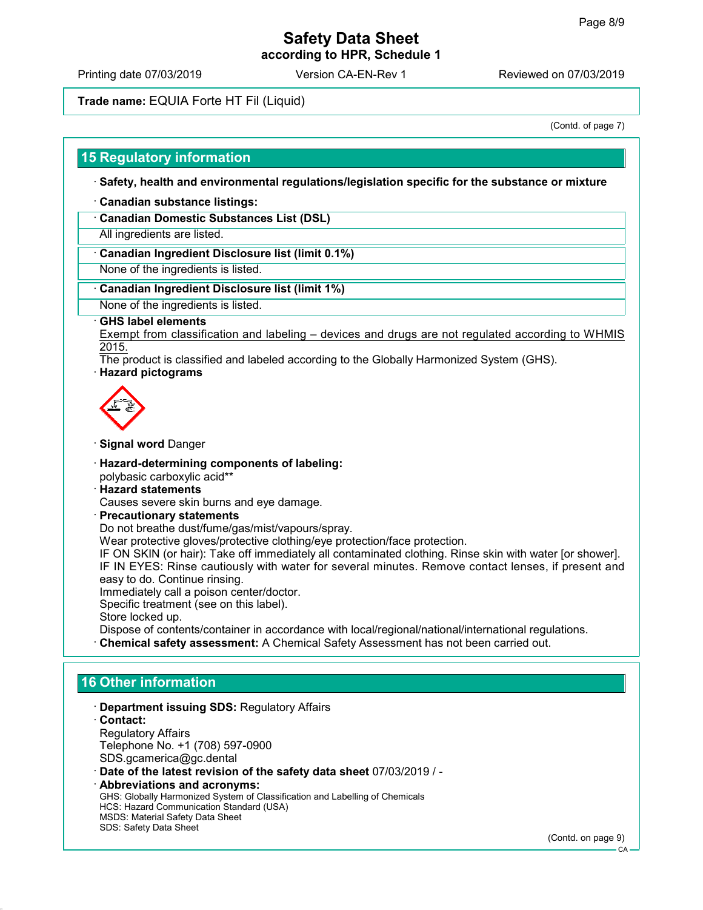**Trade name:** EQUIA Forte HT Fil (Liquid)

(Contd. of page 7)

## 15 Regulatory information

· **Safety, health and environmental regulations/legislation specific for the substance or mixture**

· **Canadian substance listings:**

· **Canadian Domestic Substances List (DSL)**

All ingredients are listed.

· **Canadian Ingredient Disclosure list (limit 0.1%)**

None of the ingredients is listed.

· **Canadian Ingredient Disclosure list (limit 1%)**

None of the ingredients is listed.

· **GHS label elements**

Exempt from classification and labeling – devices and drugs are not regulated according to WHMIS 2015.

The product is classified and labeled according to the Globally Harmonized System (GHS).

· **Hazard pictograms**

· **Signal word** Danger

· **Hazard-determining components of labeling:**

polybasic carboxylic acid**

· **Hazard statements**

Causes severe skin burns and eye damage.

· **Precautionary statements**

Do not breathe dust/fume/gas/mist/vapours/spray.

Wear protective gloves/protective clothing/eye protection/face protection.

IF ON SKIN (or hair): Take off immediately all contaminated clothing. Rinse skin with water [or shower].

IF IN EYES: Rinse cautiously with water for several minutes. Remove contact lenses, if present and easy to do. Continue rinsing.

Immediately call a poison center/doctor.

Specific treatment (see on this label).

Store locked up.

Dispose of contents/container in accordance with local/regional/national/international regulations.

· **Chemical safety assessment:** A Chemical Safety Assessment has not been carried out.

## 16 Other information

· **Department issuing SDS:** Regulatory Affairs

· **Contact:**

Regulatory Affairs

Telephone No. +1 (708) 597-0900

SDS.gcamerica@gc.dental

· **Date of the latest revision of the safety data sheet** 07/03/2019 / -

· **Abbreviations and acronyms:**

GHS: Globally Harmonized System of Classification and Labelling of Chemicals

HCS: Hazard Communication Standard (USA)

MSDS: Material Safety Data Sheet

SDS: Safety Data Sheet

(Contd. on page 9)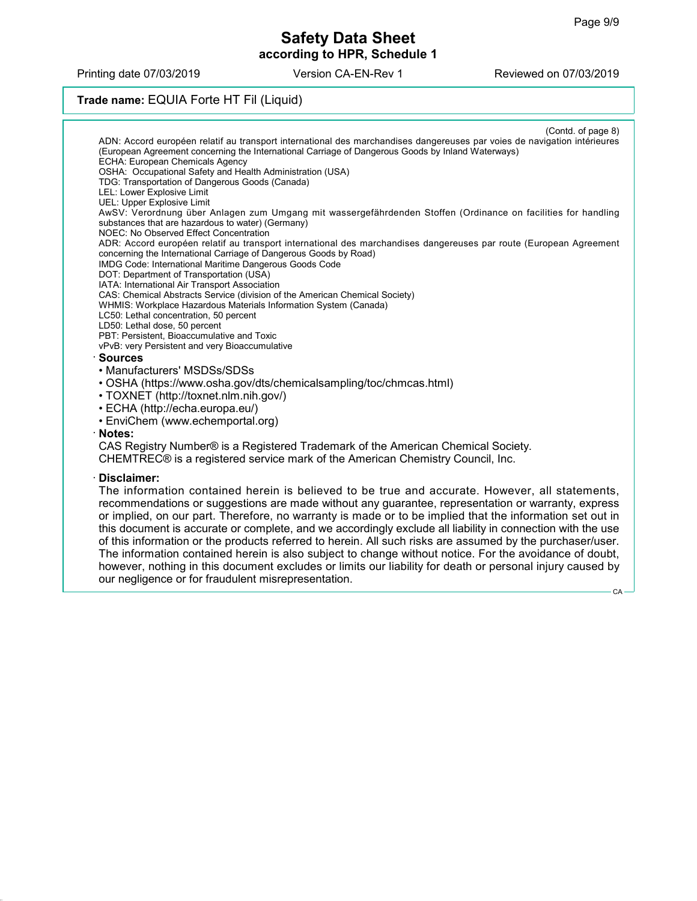(Contd. of page 8)

ADN: Accord européen relatif au transport international des marchandises dangereuses par voies de navigation intérieures (European Agreement concerning the International Carriage of Dangerous Goods by Inland Waterways)
ECHA: European Chemicals Agency
OSHA: Occupational Safety and Health Administration (USA)
TDG: Transportation of Dangerous Goods (Canada)
LEL: Lower Explosive Limit
UEL: Upper Explosive Limit
AwSV: Verordnung über Anlagen zum Umgang mit wassergefährdenden Stoffen (Ordinance on facilities for handling substances that are hazardous to water) (Germany)
NOEC: No Observed Effect Concentration
ADR: Accord européen relatif au transport international des marchandises dangereuses par route (European Agreement concerning the International Carriage of Dangerous Goods by Road)
IMDG Code: International Maritime Dangerous Goods Code
DOT: Department of Transportation (USA)
IATA: International Air Transport Association
CAS: Chemical Abstracts Service (division of the American Chemical Society)
WHMIS: Workplace Hazardous Materials Information System (Canada)
LC50: Lethal concentration, 50 percent
LD50: Lethal dose, 50 percent
PBT: Persistent, Bioaccumulative and Toxic
vPvB: very Persistent and very Bioaccumulative

· **Sources**

- Manufacturers' MSDSs/SDSs
- OSHA (https://www.osha.gov/dts/chemicalsampling/toc/chmcas.html)
- TOXNET (http://toxnet.nlm.nih.gov/)
- ECHA (http://echa.europa.eu/)
- EnviChem (www.echemportal.org)

· **Notes:**

CAS Registry Number® is a Registered Trademark of the American Chemical Society.
CHEMTREC® is a registered service mark of the American Chemistry Council, Inc.

· **Disclaimer:**

The information contained herein is believed to be true and accurate. However, all statements, recommendations or suggestions are made without any guarantee, representation or warranty, express or implied, on our part. Therefore, no warranty is made or to be implied that the information set out in this document is accurate or complete, and we accordingly exclude all liability in connection with the use of this information or the products referred to herein. All such risks are assumed by the purchaser/user. The information contained herein is also subject to change without notice. For the avoidance of doubt, however, nothing in this document excludes or limits our liability for death or personal injury caused by our negligence or for fraudulent misrepresentation.